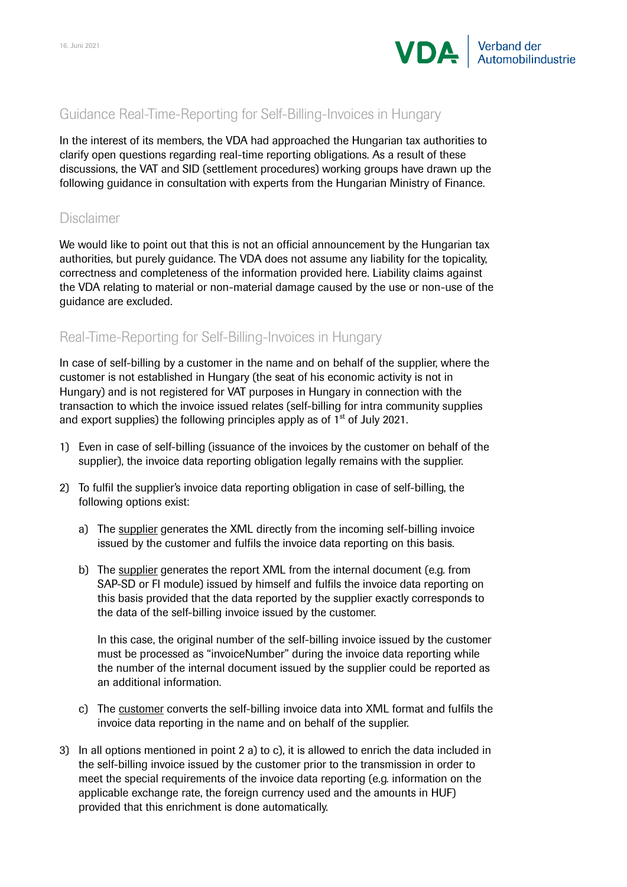## Guidance Real-Time-Reporting for Self-Billing-Invoices in Hungary

In the interest of its members, the VDA had approached the Hungarian tax authorities to clarify open questions regarding real-time reporting obligations. As a result of these discussions, the VAT and SID (settlement procedures) working groups have drawn up the following guidance in consultation with experts from the Hungarian Ministry of Finance.

## Disclaimer

We would like to point out that this is not an official announcement by the Hungarian tax authorities, but purely guidance. The VDA does not assume any liability for the topicality, correctness and completeness of the information provided here. Liability claims against the VDA relating to material or non-material damage caused by the use or non-use of the guidance are excluded.

## Real-Time-Reporting for Self-Billing-Invoices in Hungary

In case of self-billing by a customer in the name and on behalf of the supplier, where the customer is not established in Hungary (the seat of his economic activity is not in Hungary) and is not registered for VAT purposes in Hungary in connection with the transaction to which the invoice issued relates (self-billing for intra community supplies and export supplies) the following principles apply as of 1st of July 2021.

1) Even in case of self-billing (issuance of the invoices by the customer on behalf of the supplier), the invoice data reporting obligation legally remains with the supplier.

2) To fulfil the supplier's invoice data reporting obligation in case of self-billing, the following options exist:

   a) The <u>supplier</u> generates the XML directly from the incoming self-billing invoice issued by the customer and fulfils the invoice data reporting on this basis.

   b) The <u>supplier</u> generates the report XML from the internal document (e.g. from SAP-SD or FI module) issued by himself and fulfils the invoice data reporting on this basis provided that the data reported by the supplier exactly corresponds to the data of the self-billing invoice issued by the customer.

      In this case, the original number of the self-billing invoice issued by the customer must be processed as "invoiceNumber" during the invoice data reporting while the number of the internal document issued by the supplier could be reported as an additional information.

   c) The <u>customer</u> converts the self-billing invoice data into XML format and fulfils the invoice data reporting in the name and on behalf of the supplier.

3) In all options mentioned in point 2 a) to c), it is allowed to enrich the data included in the self-billing invoice issued by the customer prior to the transmission in order to meet the special requirements of the invoice data reporting (e.g. information on the applicable exchange rate, the foreign currency used and the amounts in HUF) provided that this enrichment is done automatically.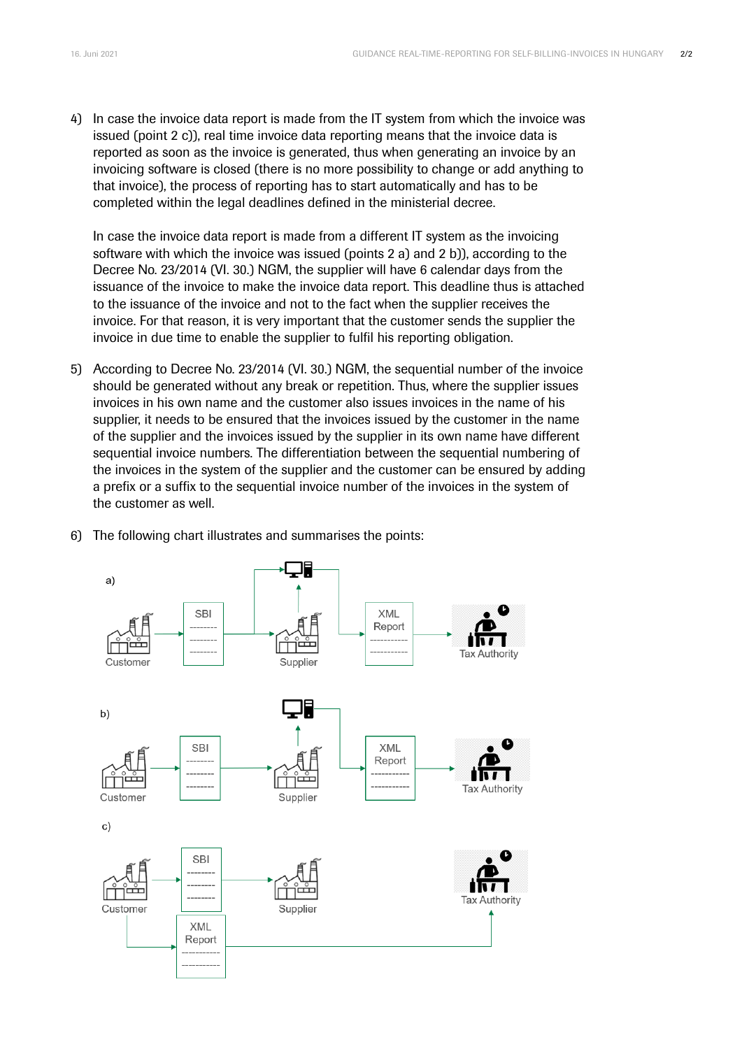4) In case the invoice data report is made from the IT system from which the invoice was issued (point 2 c)), real time invoice data reporting means that the invoice data is reported as soon as the invoice is generated, thus when generating an invoice by an invoicing software is closed (there is no more possibility to change or add anything to that invoice), the process of reporting has to start automatically and has to be completed within the legal deadlines defined in the ministerial decree.

   In case the invoice data report is made from a different IT system as the invoicing software with which the invoice was issued (points 2 a) and 2 b)), according to the Decree No. 23/2014 (VI. 30.) NGM, the supplier will have 6 calendar days from the issuance of the invoice to make the invoice data report. This deadline thus is attached to the issuance of the invoice and not to the fact when the supplier receives the invoice. For that reason, it is very important that the customer sends the supplier the invoice in due time to enable the supplier to fulfil his reporting obligation.

5) According to Decree No. 23/2014 (VI. 30.) NGM, the sequential number of the invoice should be generated without any break or repetition. Thus, where the supplier issues invoices in his own name and the customer also issues invoices in the name of his supplier, it needs to be ensured that the invoices issued by the customer in the name of the supplier and the invoices issued by the supplier in its own name have different sequential invoice numbers. The differentiation between the sequential numbering of the invoices in the system of the supplier and the customer can be ensured by adding a prefix or a suffix to the sequential invoice number of the invoices in the system of the customer as well.

6) The following chart illustrates and summarises the points:

a)

Customer

SBI

Supplier

XML Report

Tax Authority

b)

Customer

SBI

Supplier

XML Report

Tax Authority

c)

Customer

SBI

Supplier

XML Report

Tax Authority